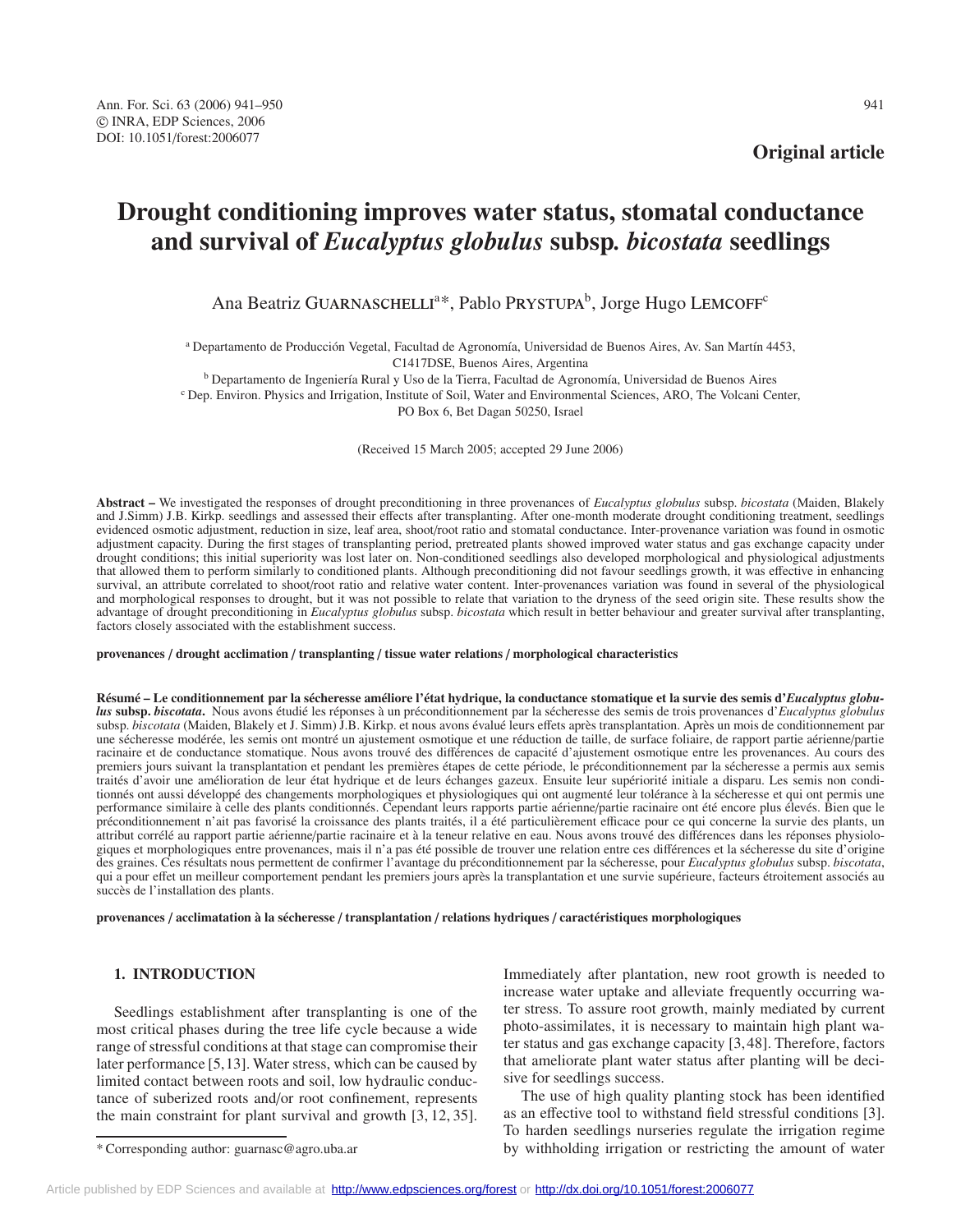Original article

# Drought conditioning improves water status, stomatal conductance and survival of *Eucalyptus globulus* subsp. *bicostata* seedlings

Ana Beatriz GUARNASCHELLI[a]*, Pablo PRYSTUPA[b], Jorge Hugo LEMCOFF[c]

[a] Departamento de Producción Vegetal, Facultad de Agronomía, Universidad de Buenos Aires, Av. San Martín 4453, C1417DSE, Buenos Aires, Argentina

[b] Departamento de Ingeniería Rural y Uso de la Tierra, Facultad de Agronomía, Universidad de Buenos Aires

[c] Dep. Environ. Physics and Irrigation, Institute of Soil, Water and Environmental Sciences, ARO, The Volcani Center, PO Box 6, Bet Dagan 50250, Israel

(Received 15 March 2005; accepted 29 June 2006)

**Abstract –** We investigated the responses of drought preconditioning in three provenances of *Eucalyptus globulus* subsp. *bicostata* (Maiden, Blakely and J.Simm) J.B. Kirkp. seedlings and assessed their effects after transplanting. After one-month moderate drought conditioning treatment, seedlings evidenced osmotic adjustment, reduction in size, leaf area, shoot/root ratio and stomatal conductance. Inter-provenance variation was found in osmotic adjustment capacity. During the first stages of transplanting period, pretreated plants showed improved water status and gas exchange capacity under drought conditions; this initial superiority was lost later on. Non-conditioned seedlings also developed morphological and physiological adjustments that allowed them to perform similarly to conditioned plants. Although preconditioning did not favour seedlings growth, it was effective in enhancing survival, an attribute correlated to shoot/root ratio and relative water content. Inter-provenances variation was found in several of the physiological and morphological responses to drought, but it was not possible to relate that variation to the dryness of the seed origin site. These results show the advantage of drought preconditioning in *Eucalyptus globulus* subsp. *bicostata* which result in better behaviour and greater survival after transplanting, factors closely associated with the establishment success.

**provenances / drought acclimation / transplanting / tissue water relations / morphological characteristics**

**Résumé – Le conditionnement par la sécheresse améliore l'état hydrique, la conductance stomatique et la survie des semis d'*Eucalyptus globulus* subsp. *biscotata*.** Nous avons étudié les réponses à un préconditionnement par la sécheresse des semis de trois provenances d'*Eucalyptus globulus* subsp. *biscotata* (Maiden, Blakely et J. Simm) J.B. Kirkp. et nous avons évalué leurs effets après transplantation. Après un mois de conditionnement par une sécheresse modérée, les semis ont montré un ajustement osmotique et une réduction de taille, de surface foliaire, de rapport partie aérienne/partie racinaire et de conductance stomatique. Nous avons trouvé des différences de capacité d'ajustement osmotique entre les provenances. Au cours des premiers jours suivant la transplantation et pendant les premières étapes de cette période, le préconditionnement par la sécheresse a permis aux semis traités d'avoir une amélioration de leur état hydrique et de leurs échanges gazeux. Ensuite leur supériorité initiale a disparu. Les semis non conditionnés ont aussi développé des changements morphologiques et physiologiques qui ont augmenté leur tolérance à la sécheresse et qui ont permis une performance similaire à celle des plants conditionnés. Cependant leurs rapports partie aérienne/partie racinaire ont été encore plus élevés. Bien que le préconditionnement n'ait pas favorisé la croissance des plants traités, il a été particulièrement efficace pour ce qui concerne la survie des plants, un attribut corrélé au rapport partie aérienne/partie racinaire et à la teneur relative en eau. Nous avons trouvé des différences dans les réponses physiologiques et morphologiques entre provenances, mais il n'a pas été possible de trouver une relation entre ces différences et la sécheresse du site d'origine des graines. Ces résultats nous permettent de confirmer l'avantage du préconditionnement par la sécheresse, pour *Eucalyptus globulus* subsp. *biscotata*, qui a pour effet un meilleur comportement pendant les premiers jours après la transplantation et une survie supérieure, facteurs étroitement associés au succès de l'installation des plants.

**provenances / acclimatation à la sécheresse / transplantation / relations hydriques / caractéristiques morphologiques**

## 1. INTRODUCTION

Seedlings establishment after transplanting is one of the most critical phases during the tree life cycle because a wide range of stressful conditions at that stage can compromise their later performance [5, 13]. Water stress, which can be caused by limited contact between roots and soil, low hydraulic conductance of suberized roots and/or root confinement, represents the main constraint for plant survival and growth [3, 12, 35]. Immediately after plantation, new root growth is needed to increase water uptake and alleviate frequently occurring water stress. To assure root growth, mainly mediated by current photo-assimilates, it is necessary to maintain high plant water status and gas exchange capacity [3, 48]. Therefore, factors that ameliorate plant water status after planting will be decisive for seedlings success.

The use of high quality planting stock has been identified as an effective tool to withstand field stressful conditions [3]. To harden seedlings nurseries regulate the irrigation regime by withholding irrigation or restricting the amount of water

* Corresponding author: guarnasc@agro.uba.ar

Article published by EDP Sciences and available at http://www.edpsciences.org/forest or http://dx.doi.org/10.1051/forest:2006077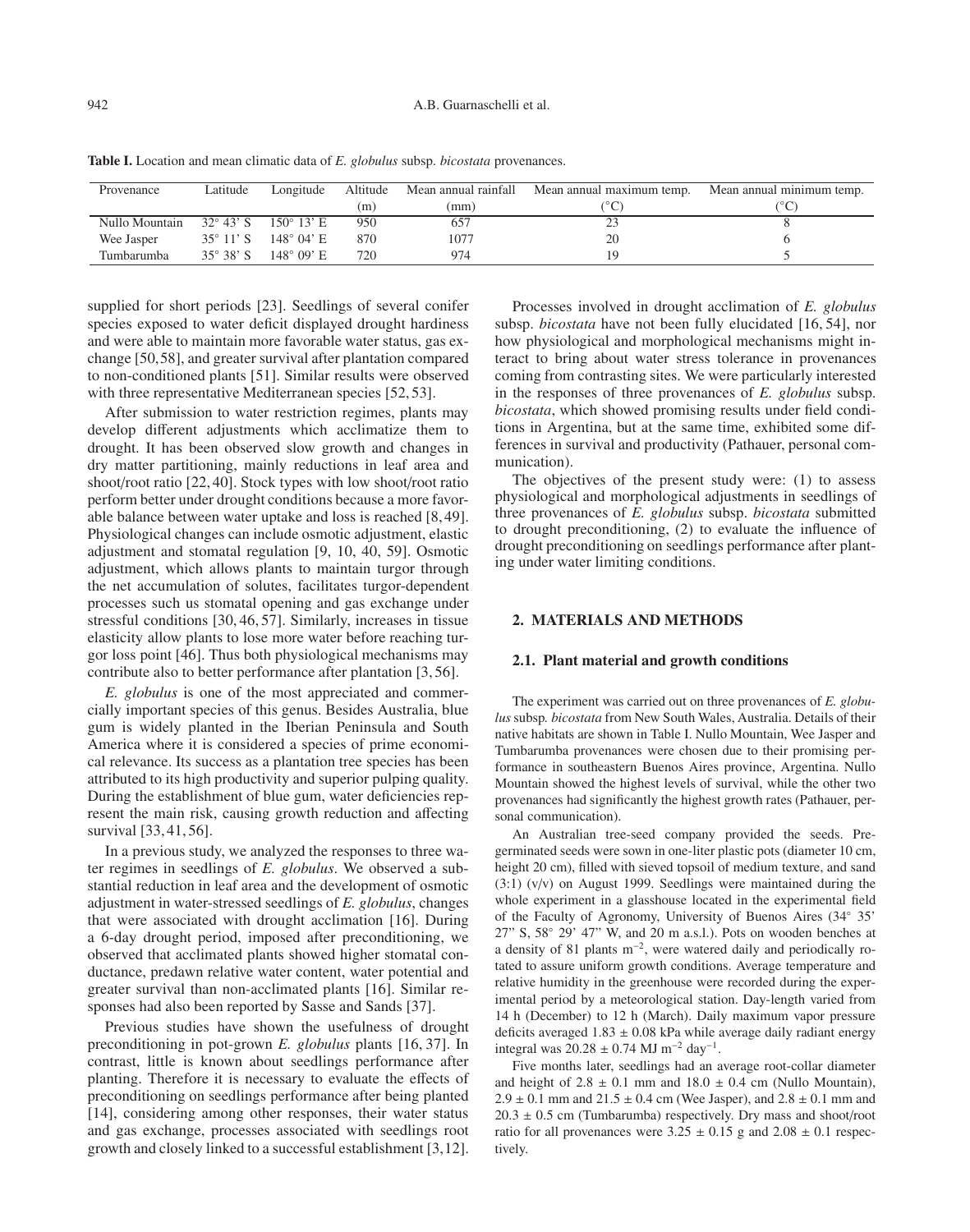**Table I.** Location and mean climatic data of *E. globulus* subsp. *bicostata* provenances.

| Provenance | Latitude | Longitude | Altitude (m) | Mean annual rainfall (mm) | Mean annual maximum temp. (°C) | Mean annual minimum temp. (°C) |
|---|---|---|---|---|---|---|
| Nullo Mountain | 32° 43' S | 150° 13' E | 950 | 657 | 23 | 8 |
| Wee Jasper | 35° 11' S | 148° 04' E | 870 | 1077 | 20 | 6 |
| Tumbarumba | 35° 38' S | 148° 09' E | 720 | 974 | 19 | 5 |

supplied for short periods [23]. Seedlings of several conifer species exposed to water deficit displayed drought hardiness and were able to maintain more favorable water status, gas exchange [50, 58], and greater survival after plantation compared to non-conditioned plants [51]. Similar results were observed with three representative Mediterranean species [52, 53].

After submission to water restriction regimes, plants may develop different adjustments which acclimatize them to drought. It has been observed slow growth and changes in dry matter partitioning, mainly reductions in leaf area and shoot/root ratio [22, 40]. Stock types with low shoot/root ratio perform better under drought conditions because a more favorable balance between water uptake and loss is reached [8, 49]. Physiological changes can include osmotic adjustment, elastic adjustment and stomatal regulation [9, 10, 40, 59]. Osmotic adjustment, which allows plants to maintain turgor through the net accumulation of solutes, facilitates turgor-dependent processes such us stomatal opening and gas exchange under stressful conditions [30, 46, 57]. Similarly, increases in tissue elasticity allow plants to lose more water before reaching turgor loss point [46]. Thus both physiological mechanisms may contribute also to better performance after plantation [3, 56].

*E. globulus* is one of the most appreciated and commercially important species of this genus. Besides Australia, blue gum is widely planted in the Iberian Peninsula and South America where it is considered a species of prime economical relevance. Its success as a plantation tree species has been attributed to its high productivity and superior pulping quality. During the establishment of blue gum, water deficiencies represent the main risk, causing growth reduction and affecting survival [33, 41, 56].

In a previous study, we analyzed the responses to three water regimes in seedlings of *E. globulus*. We observed a substantial reduction in leaf area and the development of osmotic adjustment in water-stressed seedlings of *E. globulus*, changes that were associated with drought acclimation [16]. During a 6-day drought period, imposed after preconditioning, we observed that acclimated plants showed higher stomatal conductance, predawn relative water content, water potential and greater survival than non-acclimated plants [16]. Similar responses had also been reported by Sasse and Sands [37].

Previous studies have shown the usefulness of drought preconditioning in pot-grown *E. globulus* plants [16, 37]. In contrast, little is known about seedlings performance after planting. Therefore it is necessary to evaluate the effects of preconditioning on seedlings performance after being planted [14], considering among other responses, their water status and gas exchange, processes associated with seedlings root growth and closely linked to a successful establishment [3, 12].

Processes involved in drought acclimation of *E. globulus* subsp. *bicostata* have not been fully elucidated [16, 54], nor how physiological and morphological mechanisms might interact to bring about water stress tolerance in provenances coming from contrasting sites. We were particularly interested in the responses of three provenances of *E. globulus* subsp. *bicostata*, which showed promising results under field conditions in Argentina, but at the same time, exhibited some differences in survival and productivity (Pathauer, personal communication).

The objectives of the present study were: (1) to assess physiological and morphological adjustments in seedlings of three provenances of *E. globulus* subsp. *bicostata* submitted to drought preconditioning, (2) to evaluate the influence of drought preconditioning on seedlings performance after planting under water limiting conditions.

## 2. MATERIALS AND METHODS

### 2.1. Plant material and growth conditions

The experiment was carried out on three provenances of *E. globulus* subsp. *bicostata* from New South Wales, Australia. Details of their native habitats are shown in Table I. Nullo Mountain, Wee Jasper and Tumbarumba provenances were chosen due to their promising performance in southeastern Buenos Aires province, Argentina. Nullo Mountain showed the highest levels of survival, while the other two provenances had significantly the highest growth rates (Pathauer, personal communication).

An Australian tree-seed company provided the seeds. Pregerminated seeds were sown in one-liter plastic pots (diameter 10 cm, height 20 cm), filled with sieved topsoil of medium texture, and sand (3:1) (v/v) on August 1999. Seedlings were maintained during the whole experiment in a glasshouse located in the experimental field of the Faculty of Agronomy, University of Buenos Aires (34° 35' 27" S, 58° 29' 47" W, and 20 m a.s.l.). Pots on wooden benches at a density of 81 plants $m^{-2}$, were watered daily and periodically rotated to assure uniform growth conditions. Average temperature and relative humidity in the greenhouse were recorded during the experimental period by a meteorological station. Day-length varied from 14 h (December) to 12 h (March). Daily maximum vapor pressure deficits averaged $1.83 \pm 0.08$ kPa while average daily radiant energy integral was $20.28 \pm 0.74$ MJ $m^{-2}$ $day^{-1}$.

Five months later, seedlings had an average root-collar diameter and height of $2.8 \pm 0.1$ mm and $18.0 \pm 0.4$ cm (Nullo Mountain), $2.9 \pm 0.1$ mm and $21.5 \pm 0.4$ cm (Wee Jasper), and $2.8 \pm 0.1$ mm and $20.3 \pm 0.5$ cm (Tumbarumba) respectively. Dry mass and shoot/root ratio for all provenances were $3.25 \pm 0.15$ g and $2.08 \pm 0.1$ respectively.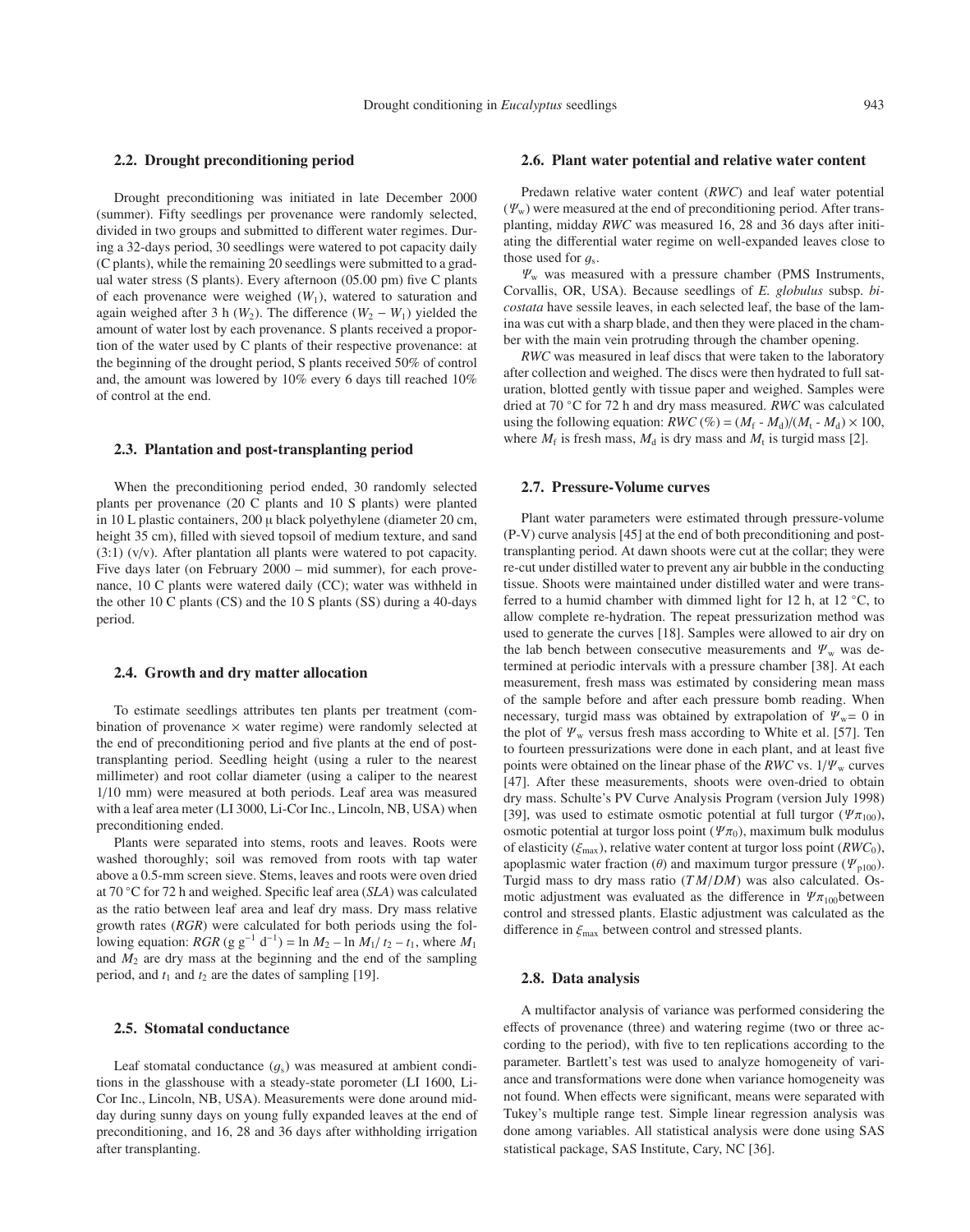### 2.2. Drought preconditioning period

Drought preconditioning was initiated in late December 2000 (summer). Fifty seedlings per provenance were randomly selected, divided in two groups and submitted to different water regimes. During a 32-days period, 30 seedlings were watered to pot capacity daily (C plants), while the remaining 20 seedlings were submitted to a gradual water stress (S plants). Every afternoon (05.00 pm) five C plants of each provenance were weighed ($W_1$), watered to saturation and again weighed after 3 h ($W_2$). The difference ($W_2 - W_1$) yielded the amount of water lost by each provenance. S plants received a proportion of the water used by C plants of their respective provenance: at the beginning of the drought period, S plants received 50% of control and, the amount was lowered by 10% every 6 days till reached 10% of control at the end.

### 2.3. Plantation and post-transplanting period

When the preconditioning period ended, 30 randomly selected plants per provenance (20 C plants and 10 S plants) were planted in 10 L plastic containers, 200 µ black polyethylene (diameter 20 cm, height 35 cm), filled with sieved topsoil of medium texture, and sand (3:1) (v/v). After plantation all plants were watered to pot capacity. Five days later (on February 2000 – mid summer), for each provenance, 10 C plants were watered daily (CC); water was withheld in the other 10 C plants (CS) and the 10 S plants (SS) during a 40-days period.

### 2.4. Growth and dry matter allocation

To estimate seedlings attributes ten plants per treatment (combination of provenance × water regime) were randomly selected at the end of preconditioning period and five plants at the end of post-transplanting period. Seedling height (using a ruler to the nearest millimeter) and root collar diameter (using a caliper to the nearest 1/10 mm) were measured at both periods. Leaf area was measured with a leaf area meter (LI 3000, Li-Cor Inc., Lincoln, NB, USA) when preconditioning ended.

Plants were separated into stems, roots and leaves. Roots were washed thoroughly; soil was removed from roots with tap water above a 0.5-mm screen sieve. Stems, leaves and roots were oven dried at 70 °C for 72 h and weighed. Specific leaf area (*SLA*) was calculated as the ratio between leaf area and leaf dry mass. Dry mass relative growth rates (*RGR*) were calculated for both periods using the following equation: $RGR$ (g g$^{-1}$ d$^{-1}$) = $\ln M_2 - \ln M_1 / t_2 - t_1$, where $M_1$ and $M_2$ are dry mass at the beginning and the end of the sampling period, and $t_1$ and $t_2$ are the dates of sampling [19].

### 2.5. Stomatal conductance

Leaf stomatal conductance ($g_s$) was measured at ambient conditions in the glasshouse with a steady-state porometer (LI 1600, Li-Cor Inc., Lincoln, NB, USA). Measurements were done around midday during sunny days on young fully expanded leaves at the end of preconditioning, and 16, 28 and 36 days after withholding irrigation after transplanting.

### 2.6. Plant water potential and relative water content

Predawn relative water content (*RWC*) and leaf water potential ($\Psi_w$) were measured at the end of preconditioning period. After transplanting, midday *RWC* was measured 16, 28 and 36 days after initiating the differential water regime on well-expanded leaves close to those used for $g_s$.

$\Psi_w$ was measured with a pressure chamber (PMS Instruments, Corvallis, OR, USA). Because seedlings of *E. globulus* subsp. *bicostata* have sessile leaves, in each selected leaf, the base of the lamina was cut with a sharp blade, and then they were placed in the chamber with the main vein protruding through the chamber opening.

*RWC* was measured in leaf discs that were taken to the laboratory after collection and weighed. The discs were then hydrated to full saturation, blotted gently with tissue paper and weighed. Samples were dried at 70 °C for 72 h and dry mass measured. *RWC* was calculated using the following equation: $RWC\,(\%) = (M_f - M_d)/(M_t - M_d) \times 100$, where $M_f$ is fresh mass, $M_d$ is dry mass and $M_t$ is turgid mass [2].

### 2.7. Pressure-Volume curves

Plant water parameters were estimated through pressure-volume (P-V) curve analysis [45] at the end of both preconditioning and post-transplanting period. At dawn shoots were cut at the collar; they were re-cut under distilled water to prevent any air bubble in the conducting tissue. Shoots were maintained under distilled water and were transferred to a humid chamber with dimmed light for 12 h, at 12 °C, to allow complete re-hydration. The repeat pressurization method was used to generate the curves [18]. Samples were allowed to air dry on the lab bench between consecutive measurements and $\Psi_w$ was determined at periodic intervals with a pressure chamber [38]. At each measurement, fresh mass was estimated by considering mean mass of the sample before and after each pressure bomb reading. When necessary, turgid mass was obtained by extrapolation of $\Psi_w = 0$ in the plot of $\Psi_w$ versus fresh mass according to White et al. [57]. Ten to fourteen pressurizations were done in each plant, and at least five points were obtained on the linear phase of the *RWC* vs. $1/\Psi_w$ curves [47]. After these measurements, shoots were oven-dried to obtain dry mass. Schulte's PV Curve Analysis Program (version July 1998) [39], was used to estimate osmotic potential at full turgor ($\Psi\pi_{100}$), osmotic potential at turgor loss point ($\Psi\pi_0$), maximum bulk modulus of elasticity ($\xi_{max}$), relative water content at turgor loss point ($RWC_0$), apoplasmic water fraction ($\theta$) and maximum turgor pressure ($\Psi_{p100}$). Turgid mass to dry mass ratio ($TM/DM$) was also calculated. Osmotic adjustment was evaluated as the difference in $\Psi\pi_{100}$ between control and stressed plants. Elastic adjustment was calculated as the difference in $\xi_{max}$ between control and stressed plants.

### 2.8. Data analysis

A multifactor analysis of variance was performed considering the effects of provenance (three) and watering regime (two or three according to the period), with five to ten replications according to the parameter. Bartlett's test was used to analyze homogeneity of variance and transformations were done when variance homogeneity was not found. When effects were significant, means were separated with Tukey's multiple range test. Simple linear regression analysis was done among variables. All statistical analysis were done using SAS statistical package, SAS Institute, Cary, NC [36].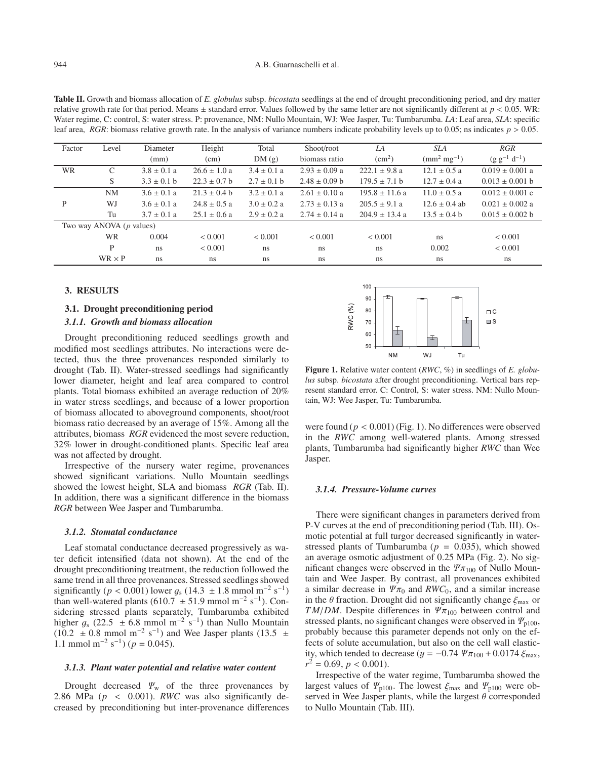**Table II.** Growth and biomass allocation of *E. globulus* subsp. *bicostata* seedlings at the end of drought preconditioning period, and dry matter relative growth rate for that period. Means ± standard error. Values followed by the same letter are not significantly different at $p < 0.05$. WR: Water regime, C: control, S: water stress. P: provenance, NM: Nullo Mountain, WJ: Wee Jasper, Tu: Tumbarumba. *LA*: Leaf area, *SLA*: specific leaf area, *RGR*: biomass relative growth rate. In the analysis of variance numbers indicate probability levels up to 0.05; ns indicates $p > 0.05$.

| Factor | Level | Diameter (mm) | Height (cm) | Total DM (g) | Shoot/root biomass ratio | *LA* ($cm^2$) | *SLA* ($mm^2\ mg^{-1}$) | *RGR* ($g\ g^{-1}\ d^{-1}$) |
|---|---|---|---|---|---|---|---|---|
| WR | C | 3.8 ± 0.1 a | 26.6 ± 1.0 a | 3.4 ± 0.1 a | 2.93 ± 0.09 a | 222.1 ± 9.8 a | 12.1 ± 0.5 a | 0.019 ± 0.001 a |
| | S | 3.3 ± 0.1 b | 22.3 ± 0.7 b | 2.7 ± 0.1 b | 2.48 ± 0.09 b | 179.5 ± 7.1 b | 12.7 ± 0.4 a | 0.013 ± 0.001 b |
| P | NM | 3.6 ± 0.1 a | 21.3 ± 0.4 b | 3.2 ± 0.1 a | 2.61 ± 0.10 a | 195.8 ± 11.6 a | 11.0 ± 0.5 a | 0.012 ± 0.001 c |
| | WJ | 3.6 ± 0.1 a | 24.8 ± 0.5 a | 3.0 ± 0.2 a | 2.73 ± 0.13 a | 205.5 ± 9.1 a | 12.6 ± 0.4 ab | 0.021 ± 0.002 a |
| | Tu | 3.7 ± 0.1 a | 25.1 ± 0.6 a | 2.9 ± 0.2 a | 2.74 ± 0.14 a | 204.9 ± 13.4 a | 13.5 ± 0.4 b | 0.015 ± 0.002 b |
| Two way ANOVA (*p* values) | | | | | | | | |
| | WR | 0.004 | < 0.001 | < 0.001 | < 0.001 | < 0.001 | ns | < 0.001 |
| | P | ns | < 0.001 | ns | ns | ns | 0.002 | < 0.001 |
| | WR × P | ns | ns | ns | ns | ns | ns | ns |

## 3. RESULTS

### 3.1. Drought preconditioning period

#### *3.1.1. Growth and biomass allocation*

Drought preconditioning reduced seedlings growth and modified most seedlings attributes. No interactions were detected, thus the three provenances responded similarly to drought (Tab. II). Water-stressed seedlings had significantly lower diameter, height and leaf area compared to control plants. Total biomass exhibited an average reduction of 20% in water stress seedlings, and because of a lower proportion of biomass allocated to aboveground components, shoot/root biomass ratio decreased by an average of 15%. Among all the attributes, biomass *RGR* evidenced the most severe reduction, 32% lower in drought-conditioned plants. Specific leaf area was not affected by drought.

Irrespective of the nursery water regime, provenances showed significant variations. Nullo Mountain seedlings showed the lowest height, SLA and biomass *RGR* (Tab. II). In addition, there was a significant difference in the biomass *RGR* between Wee Jasper and Tumbarumba.

#### *3.1.2. Stomatal conductance*

Leaf stomatal conductance decreased progressively as water deficit intensified (data not shown). At the end of the drought preconditioning treatment, the reduction followed the same trend in all three provenances. Stressed seedlings showed significantly ($p < 0.001$) lower $g_s$ (14.3 ± 1.8 mmol $m^{-2}\ s^{-1}$) than well-watered plants (610.7 ± 51.9 mmol $m^{-2}\ s^{-1}$). Considering stressed plants separately, Tumbarumba exhibited higher $g_s$ (22.5 ± 6.8 mmol $m^{-2}\ s^{-1}$) than Nullo Mountain (10.2 ± 0.8 mmol $m^{-2}\ s^{-1}$) and Wee Jasper plants (13.5 ± 1.1 mmol $m^{-2}\ s^{-1}$) ($p = 0.045$).

#### *3.1.3. Plant water potential and relative water content*

Drought decreased $\Psi_w$ of the three provenances by 2.86 MPa ($p < 0.001$). *RWC* was also significantly decreased by preconditioning but inter-provenance differences were found ($p < 0.001$) (Fig. 1). No differences were observed in the *RWC* among well-watered plants. Among stressed plants, Tumbarumba had significantly higher *RWC* than Wee Jasper.

RWC (%)
100
90
80
70
60
50
NM WJ Tu
□ C
□ S

**Figure 1.** Relative water content (*RWC*, %) in seedlings of *E. globulus* subsp. *bicostata* after drought preconditioning. Vertical bars represent standard error. C: Control, S: water stress. NM: Nullo Mountain, WJ: Wee Jasper, Tu: Tumbarumba.

#### *3.1.4. Pressure-Volume curves*

There were significant changes in parameters derived from P-V curves at the end of preconditioning period (Tab. III). Osmotic potential at full turgor decreased significantly in water-stressed plants of Tumbarumba ($p = 0.035$), which showed an average osmotic adjustment of 0.25 MPa (Fig. 2). No significant changes were observed in the $\Psi\pi_{100}$ of Nullo Mountain and Wee Jasper. By contrast, all provenances exhibited a similar decrease in $\Psi\pi_0$ and $RWC_0$, and a similar increase in the $\theta$ fraction. Drought did not significantly change $\xi_{max}$ or $TM/DM$. Despite differences in $\Psi\pi_{100}$ between control and stressed plants, no significant changes were observed in $\Psi_{p100}$, probably because this parameter depends not only on the effects of solute accumulation, but also on the cell wall elasticity, which tended to decrease ($y = -0.74\ \Psi\pi_{100} + 0.0174\ \xi_{max}$, $r^2 = 0.69$, $p < 0.001$).

Irrespective of the water regime, Tumbarumba showed the largest values of $\Psi_{p100}$. The lowest $\xi_{max}$ and $\Psi_{p100}$ were observed in Wee Jasper plants, while the largest $\theta$ corresponded to Nullo Mountain (Tab. III).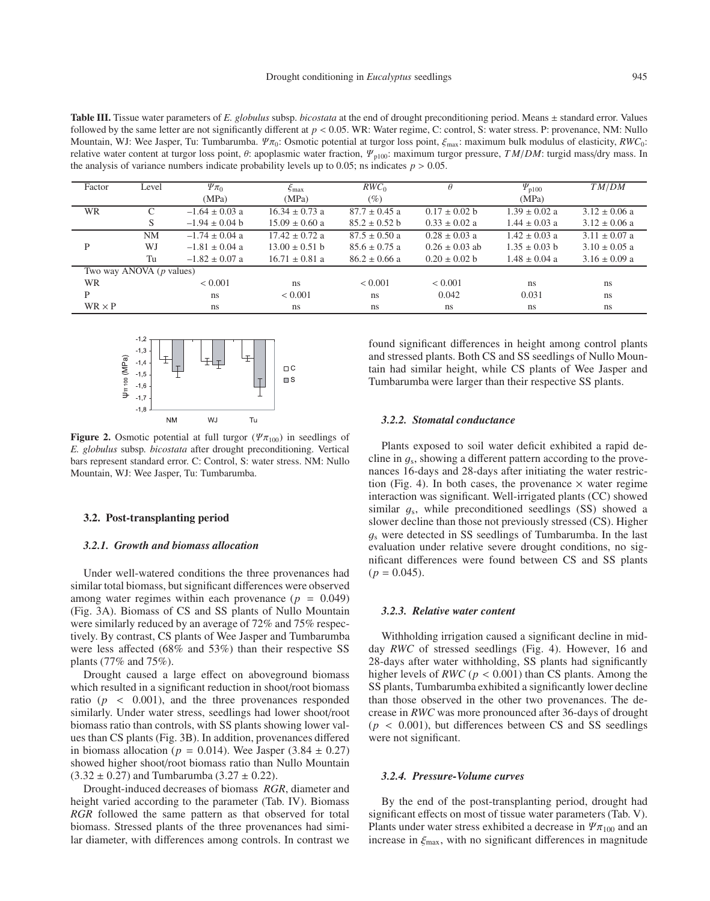**Table III.** Tissue water parameters of *E. globulus* subsp. *bicostata* at the end of drought preconditioning period. Means ± standard error. Values followed by the same letter are not significantly different at $p < 0.05$. WR: Water regime, C: control, S: water stress. P: provenance, NM: Nullo Mountain, WJ: Wee Jasper, Tu: Tumbarumba. $\Psi\pi_0$: Osmotic potential at turgor loss point, $\xi_{max}$: maximum bulk modulus of elasticity, $RWC_0$: relative water content at turgor loss point, $\theta$: apoplasmic water fraction, $\Psi_{p100}$: maximum turgor pressure, $TM/DM$: turgid mass/dry mass. In the analysis of variance numbers indicate probability levels up to 0.05; ns indicates $p > 0.05$.

| Factor | Level | $\Psi\pi_0$ (MPa) | $\xi_{max}$ (MPa) | $RWC_0$ (%) | $\theta$ | $\Psi_{p100}$ (MPa) | $TM/DM$ |
|---|---|---|---|---|---|---|---|
| WR | C | –1.64 ± 0.03 a | 16.34 ± 0.73 a | 87.7 ± 0.45 a | 0.17 ± 0.02 b | 1.39 ± 0.02 a | 3.12 ± 0.06 a |
| | S | –1.94 ± 0.04 b | 15.09 ± 0.60 a | 85.2 ± 0.52 b | 0.33 ± 0.02 a | 1.44 ± 0.03 a | 3.12 ± 0.06 a |
| | NM | –1.74 ± 0.04 a | 17.42 ± 0.72 a | 87.5 ± 0.50 a | 0.28 ± 0.03 a | 1.42 ± 0.03 a | 3.11 ± 0.07 a |
| P | WJ | –1.81 ± 0.04 a | 13.00 ± 0.51 b | 85.6 ± 0.75 a | 0.26 ± 0.03 ab | 1.35 ± 0.03 b | 3.10 ± 0.05 a |
| | Tu | –1.82 ± 0.07 a | 16.71 ± 0.81 a | 86.2 ± 0.66 a | 0.20 ± 0.02 b | 1.48 ± 0.04 a | 3.16 ± 0.09 a |
| Two way ANOVA ($p$ values) | | | | | | | |
| WR | | < 0.001 | ns | < 0.001 | < 0.001 | ns | ns |
| P | | ns | < 0.001 | ns | 0.042 | 0.031 | ns |
| WR × P | | ns | ns | ns | ns | ns | ns |

Ψπ 100 (MPa)
-1,2
-1,3
-1,4
-1,5
-1,6
-1,7
-1,8
NM WJ Tu
C
S

**Figure 2.** Osmotic potential at full turgor ($\Psi\pi_{100}$) in seedlings of *E. globulus* subsp. *bicostata* after drought preconditioning. Vertical bars represent standard error. C: Control, S: water stress. NM: Nullo Mountain, WJ: Wee Jasper, Tu: Tumbarumba.

### 3.2. Post-transplanting period

#### 3.2.1. Growth and biomass allocation

Under well-watered conditions the three provenances had similar total biomass, but significant differences were observed among water regimes within each provenance ($p = 0.049$) (Fig. 3A). Biomass of CS and SS plants of Nullo Mountain were similarly reduced by an average of 72% and 75% respectively. By contrast, CS plants of Wee Jasper and Tumbarumba were less affected (68% and 53%) than their respective SS plants (77% and 75%).

Drought caused a large effect on aboveground biomass which resulted in a significant reduction in shoot/root biomass ratio ($p < 0.001$), and the three provenances responded similarly. Under water stress, seedlings had lower shoot/root biomass ratio than controls, with SS plants showing lower values than CS plants (Fig. 3B). In addition, provenances differed in biomass allocation ($p = 0.014$). Wee Jasper (3.84 ± 0.27) showed higher shoot/root biomass ratio than Nullo Mountain (3.32 ± 0.27) and Tumbarumba (3.27 ± 0.22).

Drought-induced decreases of biomass *RGR*, diameter and height varied according to the parameter (Tab. IV). Biomass *RGR* followed the same pattern as that observed for total biomass. Stressed plants of the three provenances had similar diameter, with differences among controls. In contrast we found significant differences in height among control plants and stressed plants. Both CS and SS seedlings of Nullo Mountain had similar height, while CS plants of Wee Jasper and Tumbarumba were larger than their respective SS plants.

#### 3.2.2. Stomatal conductance

Plants exposed to soil water deficit exhibited a rapid decline in $g_s$, showing a different pattern according to the provenances 16-days and 28-days after initiating the water restriction (Fig. 4). In both cases, the provenance × water regime interaction was significant. Well-irrigated plants (CC) showed similar $g_s$, while preconditioned seedlings (SS) showed a slower decline than those not previously stressed (CS). Higher $g_s$ were detected in SS seedlings of Tumbarumba. In the last evaluation under relative severe drought conditions, no significant differences were found between CS and SS plants ($p = 0.045$).

#### 3.2.3. Relative water content

Withholding irrigation caused a significant decline in midday *RWC* of stressed seedlings (Fig. 4). However, 16 and 28-days after water withholding, SS plants had significantly higher levels of *RWC* ($p < 0.001$) than CS plants. Among the SS plants, Tumbarumba exhibited a significantly lower decline than those observed in the other two provenances. The decrease in *RWC* was more pronounced after 36-days of drought ($p < 0.001$), but differences between CS and SS seedlings were not significant.

#### 3.2.4. Pressure-Volume curves

By the end of the post-transplanting period, drought had significant effects on most of tissue water parameters (Tab. V). Plants under water stress exhibited a decrease in $\Psi\pi_{100}$ and an increase in $\xi_{max}$, with no significant differences in magnitude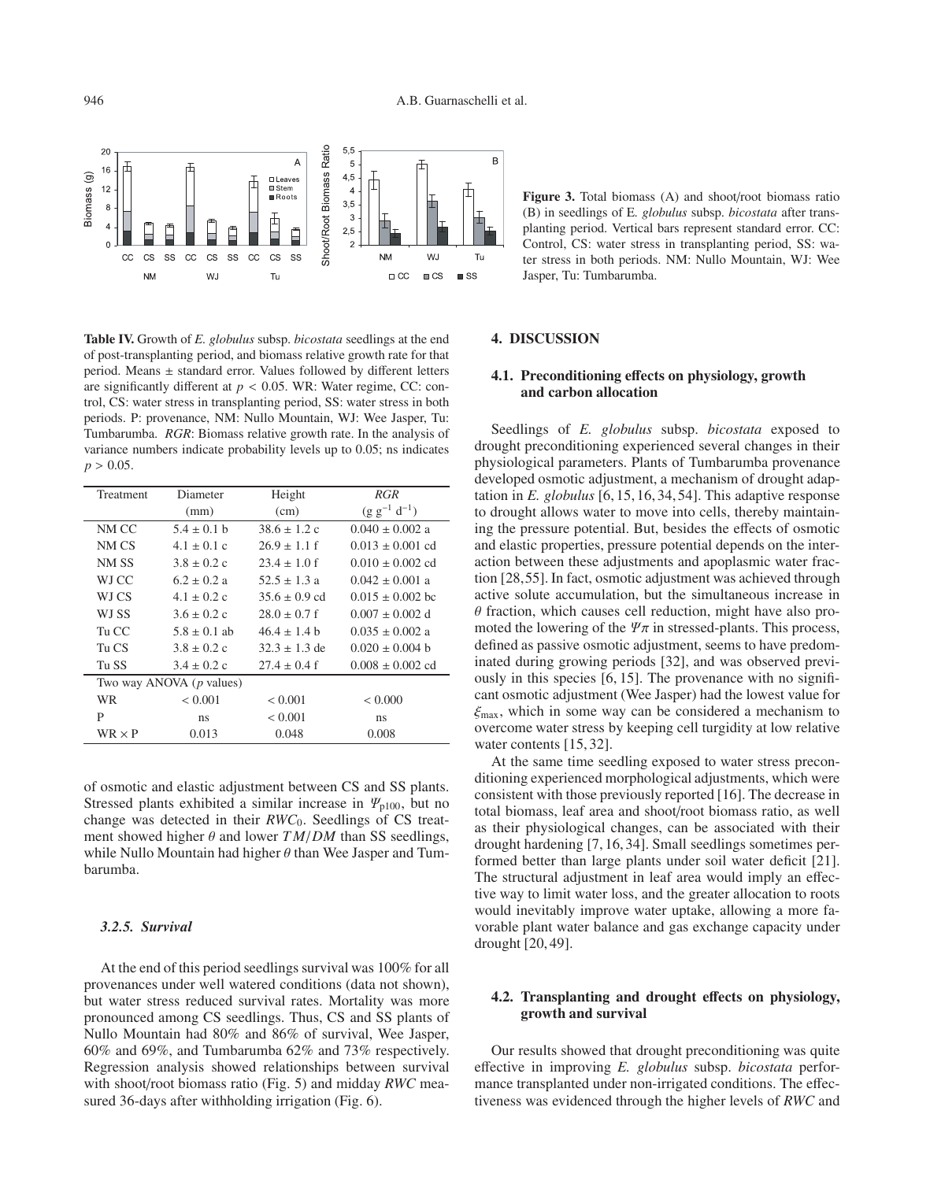**Figure 3.** Total biomass (A) and shoot/root biomass ratio (B) in seedlings of E. *globulus* subsp. *bicostata* after transplanting period. Vertical bars represent standard error. CC: Control, CS: water stress in transplanting period, SS: water stress in both periods. NM: Nullo Mountain, WJ: Wee Jasper, Tu: Tumbarumba.

**Table IV.** Growth of *E. globulus* subsp. *bicostata* seedlings at the end of post-transplanting period, and biomass relative growth rate for that period. Means ± standard error. Values followed by different letters are significantly different at $p < 0.05$. WR: Water regime, CC: control, CS: water stress in transplanting period, SS: water stress in both periods. P: provenance, NM: Nullo Mountain, WJ: Wee Jasper, Tu: Tumbarumba. *RGR*: Biomass relative growth rate. In the analysis of variance numbers indicate probability levels up to 0.05; ns indicates $p > 0.05$.

| Treatment | Diameter (mm) | Height (cm) | *RGR* ($g\ g^{-1}\ d^{-1}$) |
|---|---|---|---|
| NM CC | 5.4 ± 0.1 b | 38.6 ± 1.2 c | 0.040 ± 0.002 a |
| NM CS | 4.1 ± 0.1 c | 26.9 ± 1.1 f | 0.013 ± 0.001 cd |
| NM SS | 3.8 ± 0.2 c | 23.4 ± 1.0 f | 0.010 ± 0.002 cd |
| WJ CC | 6.2 ± 0.2 a | 52.5 ± 1.3 a | 0.042 ± 0.001 a |
| WJ CS | 4.1 ± 0.2 c | 35.6 ± 0.9 cd | 0.015 ± 0.002 bc |
| WJ SS | 3.6 ± 0.2 c | 28.0 ± 0.7 f | 0.007 ± 0.002 d |
| Tu CC | 5.8 ± 0.1 ab | 46.4 ± 1.4 b | 0.035 ± 0.002 a |
| Tu CS | 3.8 ± 0.2 c | 32.3 ± 1.3 de | 0.020 ± 0.004 b |
| Tu SS | 3.4 ± 0.2 c | 27.4 ± 0.4 f | 0.008 ± 0.002 cd |
| Two way ANOVA (*p* values) | | | |
| WR | < 0.001 | < 0.001 | < 0.000 |
| P | ns | < 0.001 | ns |
| WR × P | 0.013 | 0.048 | 0.008 |

of osmotic and elastic adjustment between CS and SS plants. Stressed plants exhibited a similar increase in $\Psi_{p100}$, but no change was detected in their $RWC_0$. Seedlings of CS treatment showed higher $\theta$ and lower $TM/DM$ than SS seedlings, while Nullo Mountain had higher $\theta$ than Wee Jasper and Tumbarumba.

### *3.2.5. Survival*

At the end of this period seedlings survival was 100% for all provenances under well watered conditions (data not shown), but water stress reduced survival rates. Mortality was more pronounced among CS seedlings. Thus, CS and SS plants of Nullo Mountain had 80% and 86% of survival, Wee Jasper, 60% and 69%, and Tumbarumba 62% and 73% respectively. Regression analysis showed relationships between survival with shoot/root biomass ratio (Fig. 5) and midday *RWC* measured 36-days after withholding irrigation (Fig. 6).

## 4. DISCUSSION

### 4.1. Preconditioning effects on physiology, growth and carbon allocation

Seedlings of *E. globulus* subsp. *bicostata* exposed to drought preconditioning experienced several changes in their physiological parameters. Plants of Tumbarumba provenance developed osmotic adjustment, a mechanism of drought adaptation in *E. globulus* [6, 15, 16, 34, 54]. This adaptive response to drought allows water to move into cells, thereby maintaining the pressure potential. But, besides the effects of osmotic and elastic properties, pressure potential depends on the interaction between these adjustments and apoplasmic water fraction [28, 55]. In fact, osmotic adjustment was achieved through active solute accumulation, but the simultaneous increase in $\theta$ fraction, which causes cell reduction, might have also promoted the lowering of the $\Psi\pi$ in stressed-plants. This process, defined as passive osmotic adjustment, seems to have predominated during growing periods [32], and was observed previously in this species [6, 15]. The provenance with no significant osmotic adjustment (Wee Jasper) had the lowest value for $\xi_{max}$, which in some way can be considered a mechanism to overcome water stress by keeping cell turgidity at low relative water contents [15, 32].

At the same time seedling exposed to water stress preconditioning experienced morphological adjustments, which were consistent with those previously reported [16]. The decrease in total biomass, leaf area and shoot/root biomass ratio, as well as their physiological changes, can be associated with their drought hardening [7, 16, 34]. Small seedlings sometimes performed better than large plants under soil water deficit [21]. The structural adjustment in leaf area would imply an effective way to limit water loss, and the greater allocation to roots would inevitably improve water uptake, allowing a more favorable plant water balance and gas exchange capacity under drought [20, 49].

### 4.2. Transplanting and drought effects on physiology, growth and survival

Our results showed that drought preconditioning was quite effective in improving *E. globulus* subsp. *bicostata* performance transplanted under non-irrigated conditions. The effectiveness was evidenced through the higher levels of *RWC* and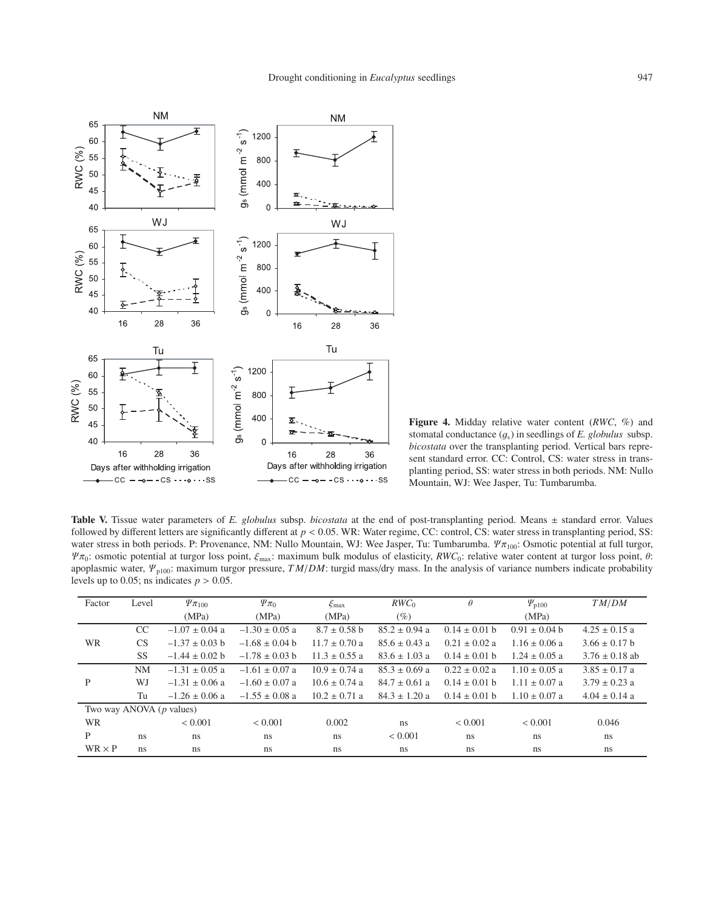**Figure 4.** Midday relative water content (*RWC*, %) and stomatal conductance ($g_s$) in seedlings of *E. globulus* subsp. *bicostata* over the transplanting period. Vertical bars represent standard error. CC: Control, CS: water stress in transplanting period, SS: water stress in both periods. NM: Nullo Mountain, WJ: Wee Jasper, Tu: Tumbarumba.

**Table V.** Tissue water parameters of *E. globulus* subsp. *bicostata* at the end of post-transplanting period. Means ± standard error. Values followed by different letters are significantly different at $p < 0.05$. WR: Water regime, CC: control, CS: water stress in transplanting period, SS: water stress in both periods. P: Provenance, NM: Nullo Mountain, WJ: Wee Jasper, Tu: Tumbarumba. $\Psi\pi_{100}$: Osmotic potential at full turgor, $\Psi\pi_0$: osmotic potential at turgor loss point, $\xi_{max}$: maximum bulk modulus of elasticity, $RWC_0$: relative water content at turgor loss point, $\theta$: apoplasmic water, $\Psi_{p100}$: maximum turgor pressure, $TM/DM$: turgid mass/dry mass. In the analysis of variance numbers indicate probability levels up to 0.05; ns indicates $p > 0.05$.

| Factor | Level | $\Psi\pi_{100}$ (MPa) | $\Psi\pi_0$ (MPa) | $\xi_{max}$ (MPa) | $RWC_0$ (%) | $\theta$ | $\Psi_{p100}$ (MPa) | $TM/DM$ |
|---|---|---|---|---|---|---|---|---|
| WR | CC | −1.07 ± 0.04 a | −1.30 ± 0.05 a | 8.7 ± 0.58 b | 85.2 ± 0.94 a | 0.14 ± 0.01 b | 0.91 ± 0.04 b | 4.25 ± 0.15 a |
| | CS | −1.37 ± 0.03 b | −1.68 ± 0.04 b | 11.7 ± 0.70 a | 85.6 ± 0.43 a | 0.21 ± 0.02 a | 1.16 ± 0.06 a | 3.66 ± 0.17 b |
| | SS | −1.44 ± 0.02 b | −1.78 ± 0.03 b | 11.3 ± 0.55 a | 83.6 ± 1.03 a | 0.14 ± 0.01 b | 1.24 ± 0.05 a | 3.76 ± 0.18 ab |
| P | NM | −1.31 ± 0.05 a | −1.61 ± 0.07 a | 10.9 ± 0.74 a | 85.3 ± 0.69 a | 0.22 ± 0.02 a | 1.10 ± 0.05 a | 3.85 ± 0.17 a |
| | WJ | −1.31 ± 0.06 a | −1.60 ± 0.07 a | 10.6 ± 0.74 a | 84.7 ± 0.61 a | 0.14 ± 0.01 b | 1.11 ± 0.07 a | 3.79 ± 0.23 a |
| | Tu | −1.26 ± 0.06 a | −1.55 ± 0.08 a | 10.2 ± 0.71 a | 84.3 ± 1.20 a | 0.14 ± 0.01 b | 1.10 ± 0.07 a | 4.04 ± 0.14 a |
| Two way ANOVA ($p$ values) | | | | | | | | |
| WR | | < 0.001 | < 0.001 | 0.002 | ns | < 0.001 | < 0.001 | 0.046 |
| P | ns | ns | ns | ns | < 0.001 | ns | ns | ns |
| WR × P | ns | ns | ns | ns | ns | ns | ns | ns |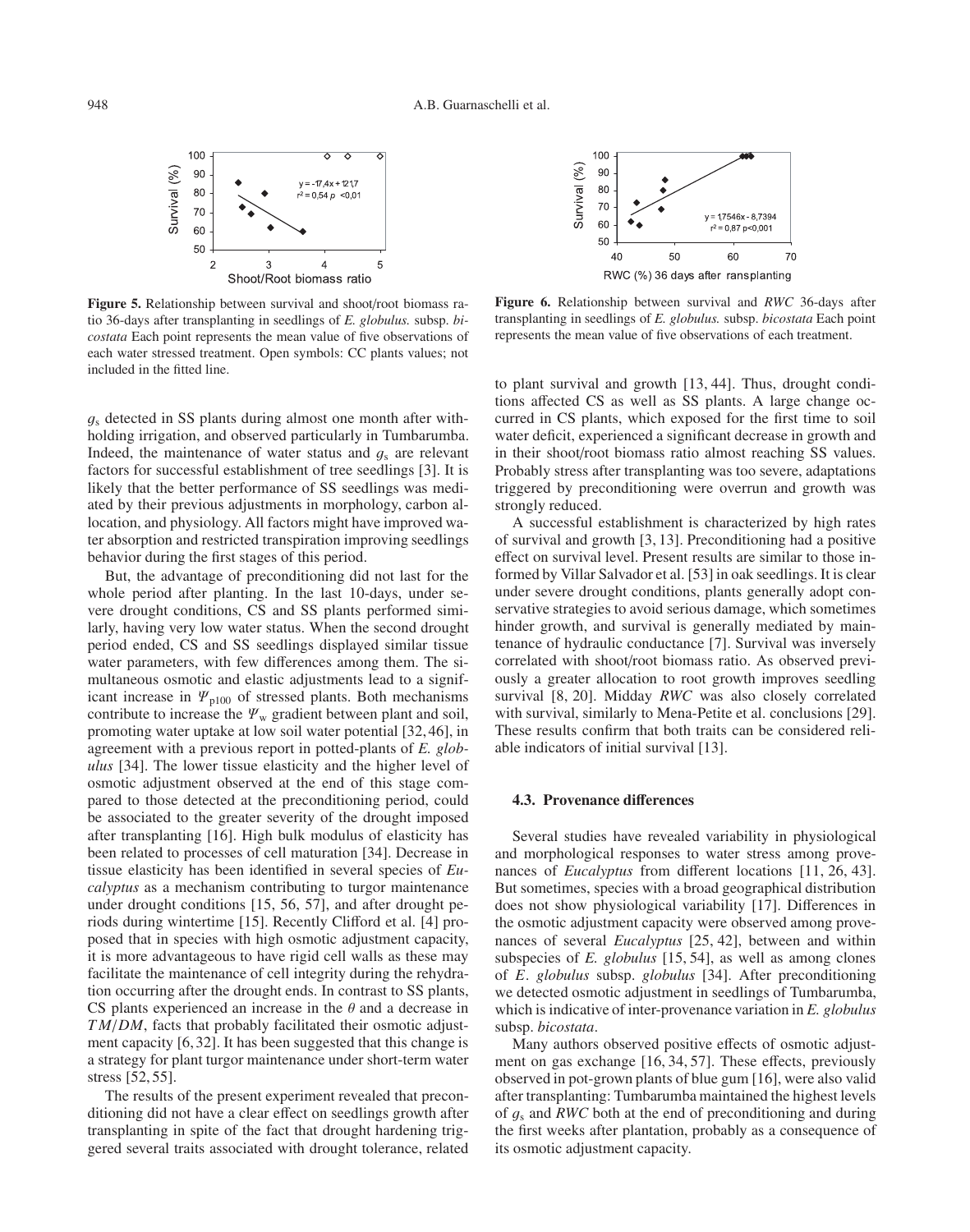100
90
80
70
60
50
Survival (%)
2
3
4
5
Shoot/Root biomass ratio
y = -17,4x + 121,7
$r^2$ = 0,54 p <0,01

**Figure 5.** Relationship between survival and shoot/root biomass ratio 36-days after transplanting in seedlings of *E. globulus.* subsp. *bicostata* Each point represents the mean value of five observations of each water stressed treatment. Open symbols: CC plants values; not included in the fitted line.

100
90
80
70
60
50
Survival (%)
40
50
60
70
RWC (%) 36 days after rasnplanting
y = 1,7546x - 8,7394
$r^2$ = 0,87 p<0,001

**Figure 6.** Relationship between survival and *RWC* 36-days after transplanting in seedlings of *E. globulus.* subsp. *bicostata* Each point represents the mean value of five observations of each treatment.

$g_s$ detected in SS plants during almost one month after withholding irrigation, and observed particularly in Tumbarumba. Indeed, the maintenance of water status and $g_s$ are relevant factors for successful establishment of tree seedlings [3]. It is likely that the better performance of SS seedlings was mediated by their previous adjustments in morphology, carbon allocation, and physiology. All factors might have improved water absorption and restricted transpiration improving seedlings behavior during the first stages of this period.

But, the advantage of preconditioning did not last for the whole period after planting. In the last 10-days, under severe drought conditions, CS and SS plants performed similarly, having very low water status. When the second drought period ended, CS and SS seedlings displayed similar tissue water parameters, with few differences among them. The simultaneous osmotic and elastic adjustments lead to a significant increase in $\Psi_{p100}$ of stressed plants. Both mechanisms contribute to increase the $\Psi_w$ gradient between plant and soil, promoting water uptake at low soil water potential [32, 46], in agreement with a previous report in potted-plants of *E. globulus* [34]. The lower tissue elasticity and the higher level of osmotic adjustment observed at the end of this stage compared to those detected at the preconditioning period, could be associated to the greater severity of the drought imposed after transplanting [16]. High bulk modulus of elasticity has been related to processes of cell maturation [34]. Decrease in tissue elasticity has been identified in several species of *Eucalyptus* as a mechanism contributing to turgor maintenance under drought conditions [15, 56, 57], and after drought periods during wintertime [15]. Recently Clifford et al. [4] proposed that in species with high osmotic adjustment capacity, it is more advantageous to have rigid cell walls as these may facilitate the maintenance of cell integrity during the rehydration occurring after the drought ends. In contrast to SS plants, CS plants experienced an increase in the $\theta$ and a decrease in $TM/DM$, facts that probably facilitated their osmotic adjustment capacity [6, 32]. It has been suggested that this change is a strategy for plant turgor maintenance under short-term water stress [52, 55].

The results of the present experiment revealed that preconditioning did not have a clear effect on seedlings growth after transplanting in spite of the fact that drought hardening triggered several traits associated with drought tolerance, related to plant survival and growth [13, 44]. Thus, drought conditions affected CS as well as SS plants. A large change occurred in CS plants, which exposed for the first time to soil water deficit, experienced a significant decrease in growth and in their shoot/root biomass ratio almost reaching SS values. Probably stress after transplanting was too severe, adaptations triggered by preconditioning were overrun and growth was strongly reduced.

A successful establishment is characterized by high rates of survival and growth [3, 13]. Preconditioning had a positive effect on survival level. Present results are similar to those informed by Villar Salvador et al. [53] in oak seedlings. It is clear under severe drought conditions, plants generally adopt conservative strategies to avoid serious damage, which sometimes hinder growth, and survival is generally mediated by maintenance of hydraulic conductance [7]. Survival was inversely correlated with shoot/root biomass ratio. As observed previously a greater allocation to root growth improves seedling survival [8, 20]. Midday *RWC* was also closely correlated with survival, similarly to Mena-Petite et al. conclusions [29]. These results confirm that both traits can be considered reliable indicators of initial survival [13].

### 4.3. Provenance differences

Several studies have revealed variability in physiological and morphological responses to water stress among provenances of *Eucalyptus* from different locations [11, 26, 43]. But sometimes, species with a broad geographical distribution does not show physiological variability [17]. Differences in the osmotic adjustment capacity were observed among provenances of several *Eucalyptus* [25, 42], between and within subspecies of *E. globulus* [15, 54], as well as among clones of *E. globulus* subsp. *globulus* [34]. After preconditioning we detected osmotic adjustment in seedlings of Tumbarumba, which is indicative of inter-provenance variation in *E. globulus* subsp. *bicostata*.

Many authors observed positive effects of osmotic adjustment on gas exchange [16, 34, 57]. These effects, previously observed in pot-grown plants of blue gum [16], were also valid after transplanting: Tumbarumba maintained the highest levels of $g_s$ and *RWC* both at the end of preconditioning and during the first weeks after plantation, probably as a consequence of its osmotic adjustment capacity.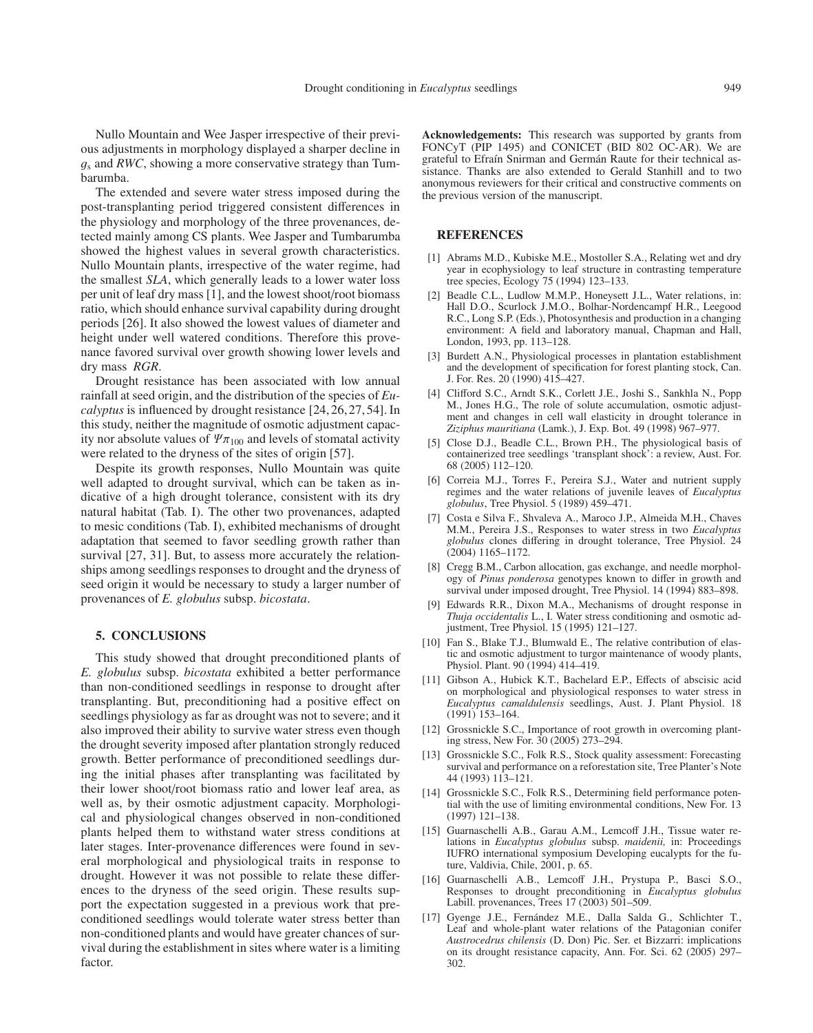Nullo Mountain and Wee Jasper irrespective of their previous adjustments in morphology displayed a sharper decline in $g_s$ and *RWC*, showing a more conservative strategy than Tumbarumba.

The extended and severe water stress imposed during the post-transplanting period triggered consistent differences in the physiology and morphology of the three provenances, detected mainly among CS plants. Wee Jasper and Tumbarumba showed the highest values in several growth characteristics. Nullo Mountain plants, irrespective of the water regime, had the smallest *SLA*, which generally leads to a lower water loss per unit of leaf dry mass [1], and the lowest shoot/root biomass ratio, which should enhance survival capability during drought periods [26]. It also showed the lowest values of diameter and height under well watered conditions. Therefore this provenance favored survival over growth showing lower levels and dry mass *RGR*.

Drought resistance has been associated with low annual rainfall at seed origin, and the distribution of the species of *Eucalyptus* is influenced by drought resistance [24, 26, 27, 54]. In this study, neither the magnitude of osmotic adjustment capacity nor absolute values of $\Psi\pi_{100}$ and levels of stomatal activity were related to the dryness of the sites of origin [57].

Despite its growth responses, Nullo Mountain was quite well adapted to drought survival, which can be taken as indicative of a high drought tolerance, consistent with its dry natural habitat (Tab. I). The other two provenances, adapted to mesic conditions (Tab. I), exhibited mechanisms of drought adaptation that seemed to favor seedling growth rather than survival [27, 31]. But, to assess more accurately the relationships among seedlings responses to drought and the dryness of seed origin it would be necessary to study a larger number of provenances of *E. globulus* subsp. *bicostata*.

## 5. CONCLUSIONS

This study showed that drought preconditioned plants of *E. globulus* subsp. *bicostata* exhibited a better performance than non-conditioned seedlings in response to drought after transplanting. But, preconditioning had a positive effect on seedlings physiology as far as drought was not too severe; and it also improved their ability to survive water stress even though the drought severity imposed after plantation strongly reduced growth. Better performance of preconditioned seedlings during the initial phases after transplanting was facilitated by their lower shoot/root biomass ratio and lower leaf area, as well as, by their osmotic adjustment capacity. Morphological and physiological changes observed in non-conditioned plants helped them to withstand water stress conditions at later stages. Inter-provenance differences were found in several morphological and physiological traits in response to drought. However it was not possible to relate these differences to the dryness of the seed origin. These results support the expectation suggested in a previous work that preconditioned seedlings would tolerate water stress better than non-conditioned plants and would have greater chances of survival during the establishment in sites where water is a limiting factor.

**Acknowledgements:** This research was supported by grants from FONCyT (PIP 1495) and CONICET (BID 802 OC-AR). We are grateful to Efraín Snirman and Germán Raute for their technical assistance. Thanks are also extended to Gerald Stanhill and to two anonymous reviewers for their critical and constructive comments on the previous version of the manuscript.

## REFERENCES

[1] Abrams M.D., Kubiske M.E., Mostoller S.A., Relating wet and dry year in ecophysiology to leaf structure in contrasting temperature tree species, Ecology 75 (1994) 123–133.

[2] Beadle C.L., Ludlow M.M.P., Honeysett J.L., Water relations, in: Hall D.O., Scurlock J.M.O., Bolhar-Nordencampf H.R., Leegood R.C., Long S.P. (Eds.), Photosynthesis and production in a changing environment: A field and laboratory manual, Chapman and Hall, London, 1993, pp. 113–128.

[3] Burdett A.N., Physiological processes in plantation establishment and the development of specification for forest planting stock, Can. J. For. Res. 20 (1990) 415–427.

[4] Clifford S.C., Arndt S.K., Corlett J.E., Joshi S., Sankhla N., Popp M., Jones H.G., The role of solute accumulation, osmotic adjustment and changes in cell wall elasticity in drought tolerance in *Ziziphus mauritiana* (Lamk.), J. Exp. Bot. 49 (1998) 967–977.

[5] Close D.J., Beadle C.L., Brown P.H., The physiological basis of containerized tree seedlings 'transplant shock': a review, Aust. For. 68 (2005) 112–120.

[6] Correia M.J., Torres F., Pereira S.J., Water and nutrient supply regimes and the water relations of juvenile leaves of *Eucalyptus globulus*, Tree Physiol. 5 (1989) 459–471.

[7] Costa e Silva F., Shvaleva A., Maroco J.P., Almeida M.H., Chaves M.M., Pereira J.S., Responses to water stress in two *Eucalyptus globulus* clones differing in drought tolerance, Tree Physiol. 24 (2004) 1165–1172.

[8] Cregg B.M., Carbon allocation, gas exchange, and needle morphology of *Pinus ponderosa* genotypes known to differ in growth and survival under imposed drought, Tree Physiol. 14 (1994) 883–898.

[9] Edwards R.R., Dixon M.A., Mechanisms of drought response in *Thuja occidentalis* L., I. Water stress conditioning and osmotic adjustment, Tree Physiol. 15 (1995) 121–127.

[10] Fan S., Blake T.J., Blumwald E., The relative contribution of elastic and osmotic adjustment to turgor maintenance of woody plants, Physiol. Plant. 90 (1994) 414–419.

[11] Gibson A., Hubick K.T., Bachelard E.P., Effects of abscisic acid on morphological and physiological responses to water stress in *Eucalyptus camaldulensis* seedlings, Aust. J. Plant Physiol. 18 (1991) 153–164.

[12] Grossnickle S.C., Importance of root growth in overcoming planting stress, New For. 30 (2005) 273–294.

[13] Grossnickle S.C., Folk R.S., Stock quality assessment: Forecasting survival and performance on a reforestation site, Tree Planter's Note 44 (1993) 113–121.

[14] Grossnickle S.C., Folk R.S., Determining field performance potential with the use of limiting environmental conditions, New For. 13 (1997) 121–138.

[15] Guarnaschelli A.B., Garau A.M., Lemcoff J.H., Tissue water relations in *Eucalyptus globulus* subsp. *maidenii,* in: Proceedings IUFRO international symposium Developing eucalypts for the future, Valdivia, Chile, 2001, p. 65.

[16] Guarnaschelli A.B., Lemcoff J.H., Prystupa P., Basci S.O., Responses to drought preconditioning in *Eucalyptus globulus* Labill. provenances, Trees 17 (2003) 501–509.

[17] Gyenge J.E., Fernández M.E., Dalla Salda G., Schlichter T., Leaf and whole-plant water relations of the Patagonian conifer *Austrocedrus chilensis* (D. Don) Pic. Ser. et Bizzarri: implications on its drought resistance capacity, Ann. For. Sci. 62 (2005) 297–302.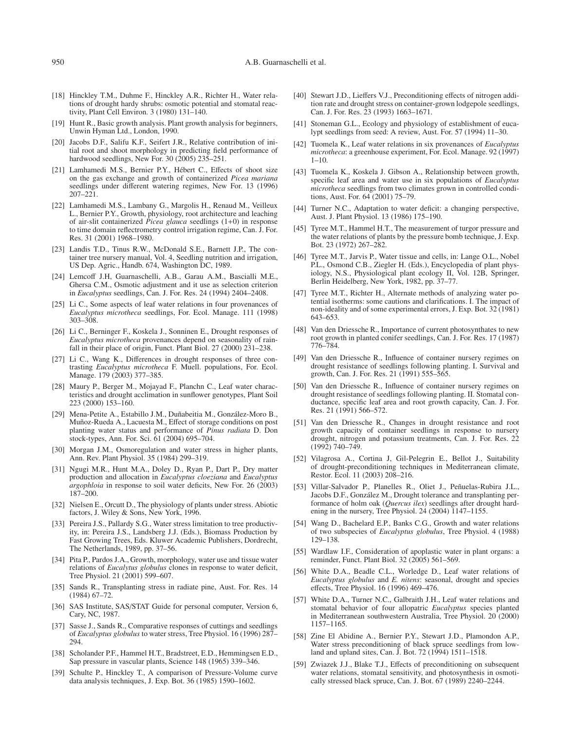[18] Hinckley T.M., Duhme F., Hinckley A.R., Richter H., Water relations of drought hardy shrubs: osmotic potential and stomatal reactivity, Plant Cell Environ. 3 (1980) 131–140.

[19] Hunt R., Basic growth analysis. Plant growth analysis for beginners, Unwin Hyman Ltd., London, 1990.

[20] Jacobs D.F., Salifu K.F., Seifert J.R., Relative contribution of initial root and shoot morphology in predicting field performance of hardwood seedlings, New For. 30 (2005) 235–251.

[21] Lamhamedi M.S., Bernier P.Y., Hébert C., Effects of shoot size on the gas exchange and growth of containerized *Picea mariana* seedlings under different watering regimes, New For. 13 (1996) 207–221.

[22] Lamhamedi M.S., Lambany G., Margolis H., Renaud M., Veilleux L., Bernier P.Y., Growth, physiology, root architecture and leaching of air-slit containerized *Picea glauca* seedlings (1+0) in response to time domain reflectometry control irrigation regime, Can. J. For. Res. 31 (2001) 1968–1980.

[23] Landis T.D., Tinus R.W., McDonald S.E., Barnett J.P., The container tree nursery manual, Vol. 4, Seedling nutrition and irrigation, US Dep. Agric., Handb. 674, Washington DC, 1989.

[24] Lemcoff J.H, Guarnaschelli, A.B., Garau A.M., Bascialli M.E., Ghersa C.M., Osmotic adjustment and it use as selection criterion in *Eucalyptus* seedlings, Can. J. For. Res. 24 (1994) 2404–2408.

[25] Li C., Some aspects of leaf water relations in four provenances of *Eucalyptus microtheca* seedlings, For. Ecol. Manage. 111 (1998) 303–308.

[26] Li C., Berninger F., Koskela J., Sonninen E., Drought responses of *Eucalyptus microtheca* provenances depend on seasonality of rainfall in their place of origin, Funct. Plant Biol. 27 (2000) 231–238.

[27] Li C., Wang K., Differences in drought responses of three contrasting *Eucalyptus microtheca* F. Muell. populations, For. Ecol. Manage. 179 (2003) 377–385.

[28] Maury P., Berger M., Mojayad F., Planchn C., Leaf water characteristics and drought acclimation in sunflower genotypes, Plant Soil 223 (2000) 153–160.

[29] Mena-Petite A., Estabillo J.M., Duñabeitia M., González-Moro B., Muñoz-Rueda A., Lacuesta M., Effect of storage conditions on post planting water status and performance of *Pinus radiata* D. Don stock-types, Ann. For. Sci. 61 (2004) 695–704.

[30] Morgan J.M., Osmoregulation and water stress in higher plants, Ann. Rev. Plant Physiol. 35 (1984) 299–319.

[31] Ngugi M.R., Hunt M.A., Doley D., Ryan P., Dart P., Dry matter production and allocation in *Eucalyptus cloeziana* and *Eucalyptus argophloia* in response to soil water deficits, New For. 26 (2003) 187–200.

[32] Nielsen E., Orcutt D., The physiology of plants under stress. Abiotic factors, J. Wiley & Sons, New York, 1996.

[33] Pereira J.S., Pallardy S.G., Water stress limitation to tree productivity, in: Pereira J.S., Landsberg J.J. (Eds.), Biomass Production by Fast Growing Trees, Eds. Kluwer Academic Publishers, Dordrecht, The Netherlands, 1989, pp. 37–56.

[34] Pita P., Pardos J.A., Growth, morphology, water use and tissue water relations of *Eucalytus globulus* clones in response to water deficit, Tree Physiol. 21 (2001) 599–607.

[35] Sands R., Transplanting stress in radiate pine, Aust. For. Res. 14 (1984) 67–72.

[36] SAS Institute, SAS/STAT Guide for personal computer, Version 6, Cary, NC, 1987.

[37] Sasse J., Sands R., Comparative responses of cuttings and seedlings of *Eucalyptus globulus* to water stress, Tree Physiol. 16 (1996) 287–294.

[38] Scholander P.F., Hammel H.T., Bradstreet, E.D., Hemmingsen E.D., Sap pressure in vascular plants, Science 148 (1965) 339–346.

[39] Schulte P., Hinckley T., A comparison of Pressure-Volume curve data analysis techniques, J. Exp. Bot. 36 (1985) 1590–1602.

[40] Stewart J.D., Lieffers V.J., Preconditioning effects of nitrogen addition rate and drought stress on container-grown lodgepole seedlings, Can. J. For. Res. 23 (1993) 1663–1671.

[41] Stoneman G.L., Ecology and physiology of establishment of eucalypt seedlings from seed: A review, Aust. For. 57 (1994) 11–30.

[42] Tuomela K., Leaf water relations in six provenances of *Eucalyptus microtheca*: a greenhouse experiment, For. Ecol. Manage. 92 (1997) 1–10.

[43] Tuomela K., Koskela J. Gibson A., Relationship between growth, specific leaf area and water use in six populations of *Eucalyptus microtheca* seedlings from two climates grown in controlled conditions, Aust. For. 64 (2001) 75–79.

[44] Turner N.C., Adaptation to water deficit: a changing perspective, Aust. J. Plant Physiol. 13 (1986) 175–190.

[45] Tyree M.T., Hammel H.T., The measurement of turgor pressure and the water relations of plants by the pressure bomb technique, J. Exp. Bot. 23 (1972) 267–282.

[46] Tyree M.T., Jarvis P., Water tissue and cells, in: Lange O.L., Nobel P.L., Osmond C.B., Ziegler H. (Eds.), Encyclopedia of plant physiology, N.S., Physiological plant ecology II, Vol. 12B, Springer, Berlin Heidelberg, New York, 1982, pp. 37–77.

[47] Tyree M.T., Richter H., Alternate methods of analyzing water potential isotherms: some cautions and clarifications. I. The impact of non-ideality and of some experimental errors, J. Exp. Bot. 32 (1981) 643–653.

[48] Van den Driessche R., Importance of current photosynthates to new root growth in planted conifer seedlings, Can. J. For. Res. 17 (1987) 776–784.

[49] Van den Driessche R., Influence of container nursery regimes on drought resistance of seedlings following planting. I. Survival and growth, Can. J. For. Res. 21 (1991) 555–565.

[50] Van den Driessche R., Influence of container nursery regimes on drought resistance of seedlings following planting. II. Stomatal conductance, specific leaf area and root growth capacity, Can. J. For. Res. 21 (1991) 566–572.

[51] Van den Driessche R., Changes in drought resistance and root growth capacity of container seedlings in response to nursery drought, nitrogen and potassium treatments, Can. J. For. Res. 22 (1992) 740–749.

[52] Vilagrosa A., Cortina J, Gil-Pelegrin E., Bellot J., Suitability of drought-preconditioning techniques in Mediterranean climate, Restor. Ecol. 11 (2003) 208–216.

[53] Villar-Salvador P., Planelles R., Oliet J., Peñuelas-Rubira J.L., Jacobs D.F., González M., Drought tolerance and transplanting performance of holm oak (*Quercus ilex*) seedlings after drought hardening in the nursery, Tree Physiol. 24 (2004) 1147–1155.

[54] Wang D., Bachelard E.P., Banks C.G., Growth and water relations of two subspecies of *Eucalyptus globulus*, Tree Physiol. 4 (1988) 129–138.

[55] Wardlaw I.F., Consideration of apoplastic water in plant organs: a reminder, Funct. Plant Biol. 32 (2005) 561–569.

[56] White D.A., Beadle C.L., Worledge D., Leaf water relations of *Eucalyptus globulus* and *E. nitens*: seasonal, drought and species effects, Tree Physiol. 16 (1996) 469–476.

[57] White D.A., Turner N.C., Galbraith J.H., Leaf water relations and stomatal behavior of four allopatric *Eucalyptus* species planted in Mediterranean southwestern Australia, Tree Physiol. 20 (2000) 1157–1165.

[58] Zine El Abidine A., Bernier P.Y., Stewart J.D., Plamondon A.P., Water stress preconditioning of black spruce seedlings from lowland and upland sites, Can. J. Bot. 72 (1994) 1511–1518.

[59] Zwiazek J.J., Blake T.J., Effects of preconditioning on subsequent water relations, stomatal sensitivity, and photosynthesis in osmotically stressed black spruce, Can. J. Bot. 67 (1989) 2240–2244.